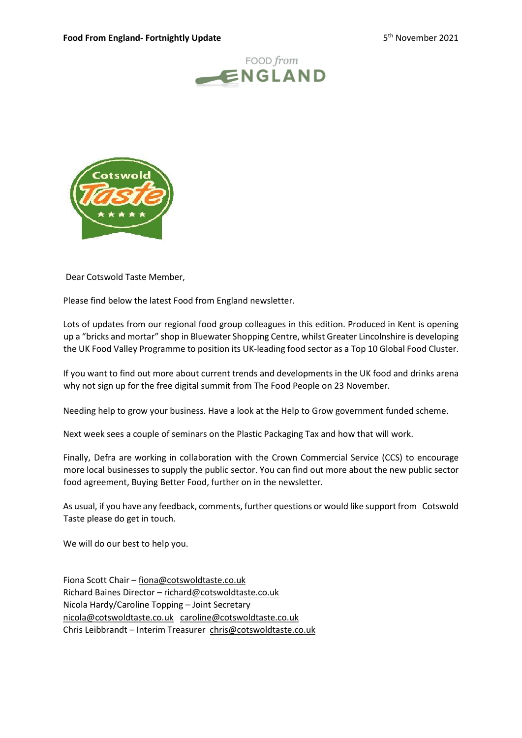**Food From England- Fortnightly Update** 5th November 2021

Dear Cotswold Taste Member,

Please find below the latest Food from England newsletter.

Lots of updates from our regional food group colleagues in this edition. Produced in Kent is opening up a "bricks and mortar" shop in Bluewater Shopping Centre, whilst Greater Lincolnshire is developing the UK Food Valley Programme to position its UK-leading food sector as a Top 10 Global Food Cluster.

If you want to find out more about current trends and developments in the UK food and drinks arena why not sign up for the free digital summit from The Food People on 23 November.

Needing help to grow your business. Have a look at the Help to Grow government funded scheme.

Next week sees a couple of seminars on the Plastic Packaging Tax and how that will work.

Finally, Defra are working in collaboration with the Crown Commercial Service (CCS) to encourage more local businesses to supply the public sector. You can find out more about the new public sector food agreement, Buying Better Food, further on in the newsletter.

As usual, if you have any feedback, comments, further questions or would like support from Cotswold Taste please do get in touch.

We will do our best to help you.

Fiona Scott Chair – fiona@cotswoldtaste.co.uk
Richard Baines Director – richard@cotswoldtaste.co.uk
Nicola Hardy/Caroline Topping – Joint Secretary
nicola@cotswoldtaste.co.uk caroline@cotswoldtaste.co.uk
Chris Leibbrandt – Interim Treasurer chris@cotswoldtaste.co.uk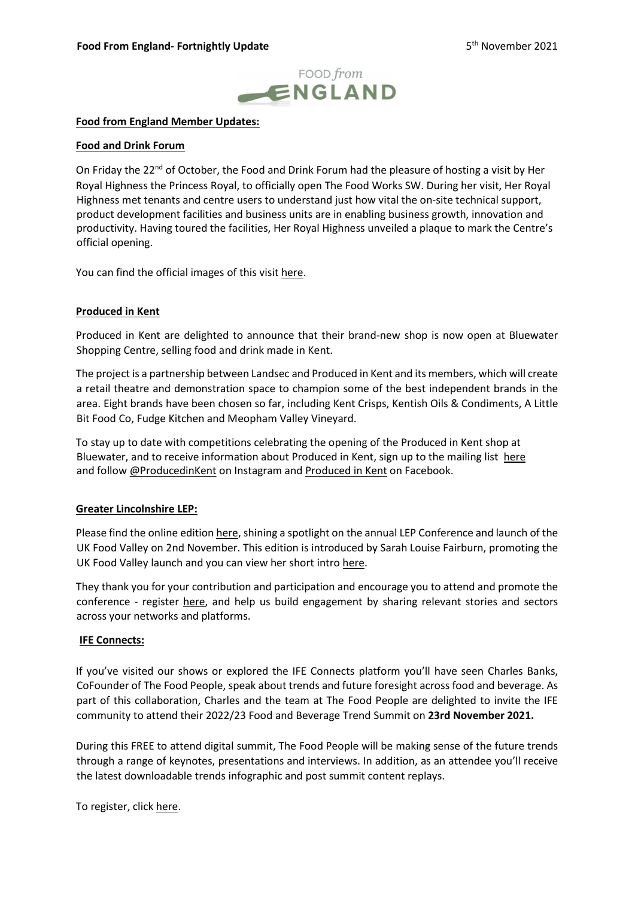**Food from England Member Updates:**

**Food and Drink Forum**

On Friday the 22nd of October, the Food and Drink Forum had the pleasure of hosting a visit by Her Royal Highness the Princess Royal, to officially open The Food Works SW. During her visit, Her Royal Highness met tenants and centre users to understand just how vital the on-site technical support, product development facilities and business units are in enabling business growth, innovation and productivity. Having toured the facilities, Her Royal Highness unveiled a plaque to mark the Centre's official opening.

You can find the official images of this visit here.

**Produced in Kent**

Produced in Kent are delighted to announce that their brand-new shop is now open at Bluewater Shopping Centre, selling food and drink made in Kent.

The project is a partnership between Landsec and Produced in Kent and its members, which will create a retail theatre and demonstration space to champion some of the best independent brands in the area. Eight brands have been chosen so far, including Kent Crisps, Kentish Oils & Condiments, A Little Bit Food Co, Fudge Kitchen and Meopham Valley Vineyard.

To stay up to date with competitions celebrating the opening of the Produced in Kent shop at Bluewater, and to receive information about Produced in Kent, sign up to the mailing list here and follow @ProducedinKent on Instagram and Produced in Kent on Facebook.

**Greater Lincolnshire LEP:**

Please find the online edition here, shining a spotlight on the annual LEP Conference and launch of the UK Food Valley on 2nd November. This edition is introduced by Sarah Louise Fairburn, promoting the UK Food Valley launch and you can view her short intro here.

They thank you for your contribution and participation and encourage you to attend and promote the conference - register here, and help us build engagement by sharing relevant stories and sectors across your networks and platforms.

**IFE Connects:**

If you've visited our shows or explored the IFE Connects platform you'll have seen Charles Banks, CoFounder of The Food People, speak about trends and future foresight across food and beverage. As part of this collaboration, Charles and the team at The Food People are delighted to invite the IFE community to attend their 2022/23 Food and Beverage Trend Summit on **23rd November 2021.**

During this FREE to attend digital summit, The Food People will be making sense of the future trends through a range of keynotes, presentations and interviews. In addition, as an attendee you'll receive the latest downloadable trends infographic and post summit content replays.

To register, click here.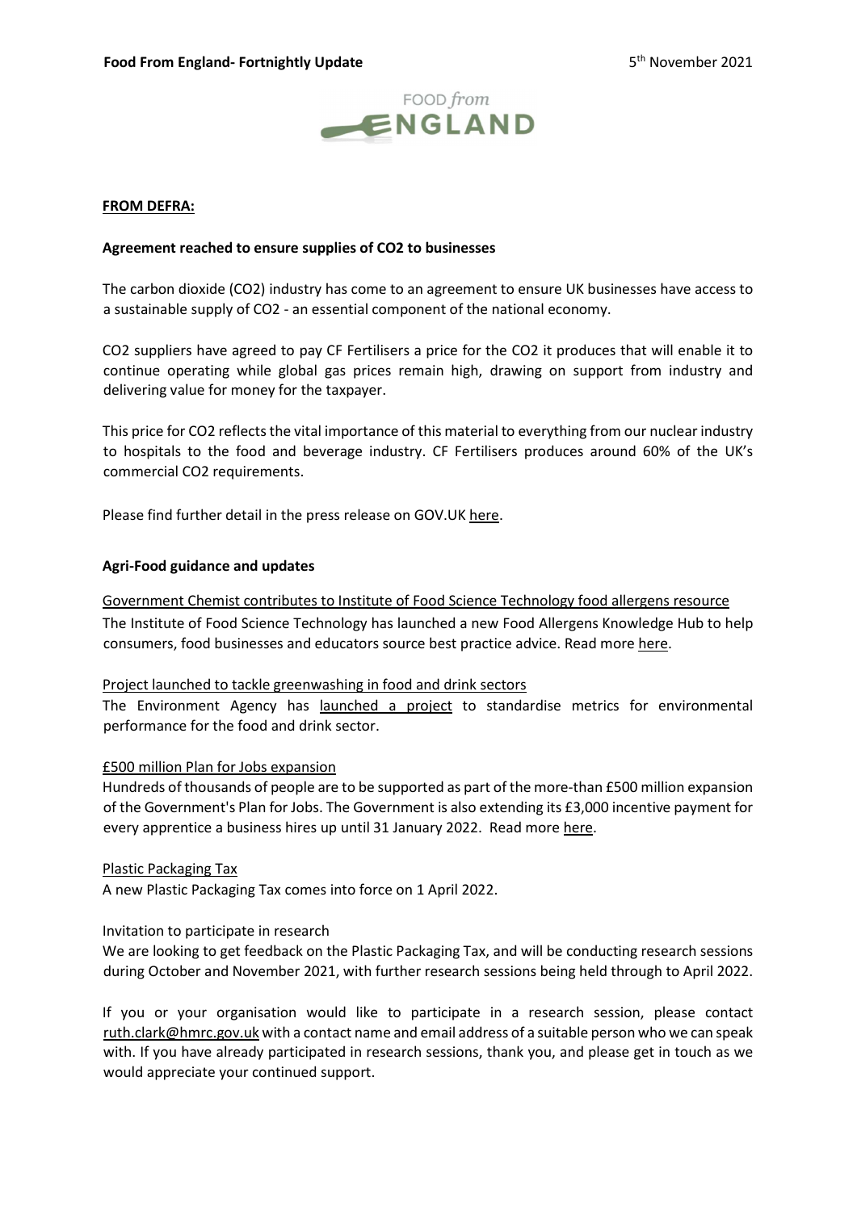**FROM DEFRA:**

**Agreement reached to ensure supplies of $CO_2$ to businesses**

The carbon dioxide ($CO_2$) industry has come to an agreement to ensure UK businesses have access to a sustainable supply of $CO_2$ - an essential component of the national economy.

$CO_2$ suppliers have agreed to pay CF Fertilisers a price for the $CO_2$ it produces that will enable it to continue operating while global gas prices remain high, drawing on support from industry and delivering value for money for the taxpayer.

This price for $CO_2$ reflects the vital importance of this material to everything from our nuclear industry to hospitals to the food and beverage industry. CF Fertilisers produces around 60% of the UK's commercial $CO_2$ requirements.

Please find further detail in the press release on GOV.UK here.

**Agri-Food guidance and updates**

Government Chemist contributes to Institute of Food Science Technology food allergens resource

The Institute of Food Science Technology has launched a new Food Allergens Knowledge Hub to help consumers, food businesses and educators source best practice advice. Read more here.

Project launched to tackle greenwashing in food and drink sectors

The Environment Agency has launched a project to standardise metrics for environmental performance for the food and drink sector.

£500 million Plan for Jobs expansion

Hundreds of thousands of people are to be supported as part of the more-than £500 million expansion of the Government's Plan for Jobs. The Government is also extending its £3,000 incentive payment for every apprentice a business hires up until 31 January 2022. Read more here.

Plastic Packaging Tax

A new Plastic Packaging Tax comes into force on 1 April 2022.

Invitation to participate in research

We are looking to get feedback on the Plastic Packaging Tax, and will be conducting research sessions during October and November 2021, with further research sessions being held through to April 2022.

If you or your organisation would like to participate in a research session, please contact ruth.clark@hmrc.gov.uk with a contact name and email address of a suitable person who we can speak with. If you have already participated in research sessions, thank you, and please get in touch as we would appreciate your continued support.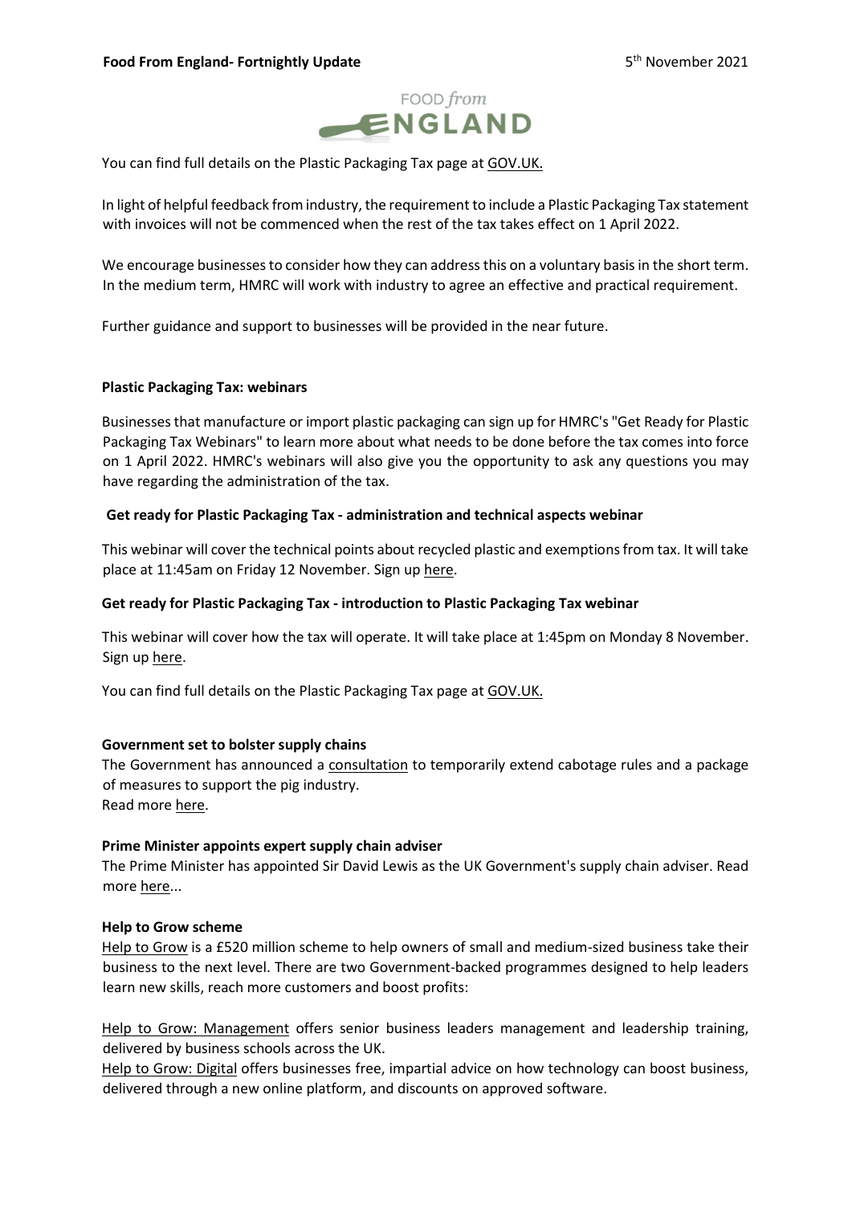You can find full details on the Plastic Packaging Tax page at GOV.UK.

In light of helpful feedback from industry, the requirement to include a Plastic Packaging Tax statement with invoices will not be commenced when the rest of the tax takes effect on 1 April 2022.

We encourage businesses to consider how they can address this on a voluntary basis in the short term. In the medium term, HMRC will work with industry to agree an effective and practical requirement.

Further guidance and support to businesses will be provided in the near future.

**Plastic Packaging Tax: webinars**

Businesses that manufacture or import plastic packaging can sign up for HMRC's "Get Ready for Plastic Packaging Tax Webinars" to learn more about what needs to be done before the tax comes into force on 1 April 2022. HMRC's webinars will also give you the opportunity to ask any questions you may have regarding the administration of the tax.

**Get ready for Plastic Packaging Tax - administration and technical aspects webinar**

This webinar will cover the technical points about recycled plastic and exemptions from tax. It will take place at 11:45am on Friday 12 November. Sign up here.

**Get ready for Plastic Packaging Tax - introduction to Plastic Packaging Tax webinar**

This webinar will cover how the tax will operate. It will take place at 1:45pm on Monday 8 November. Sign up here.

You can find full details on the Plastic Packaging Tax page at GOV.UK.

**Government set to bolster supply chains**

The Government has announced a consultation to temporarily extend cabotage rules and a package of measures to support the pig industry.
Read more here.

**Prime Minister appoints expert supply chain adviser**

The Prime Minister has appointed Sir David Lewis as the UK Government's supply chain adviser. Read more here...

**Help to Grow scheme**

Help to Grow is a £520 million scheme to help owners of small and medium-sized business take their business to the next level. There are two Government-backed programmes designed to help leaders learn new skills, reach more customers and boost profits:

Help to Grow: Management offers senior business leaders management and leadership training, delivered by business schools across the UK.
Help to Grow: Digital offers businesses free, impartial advice on how technology can boost business, delivered through a new online platform, and discounts on approved software.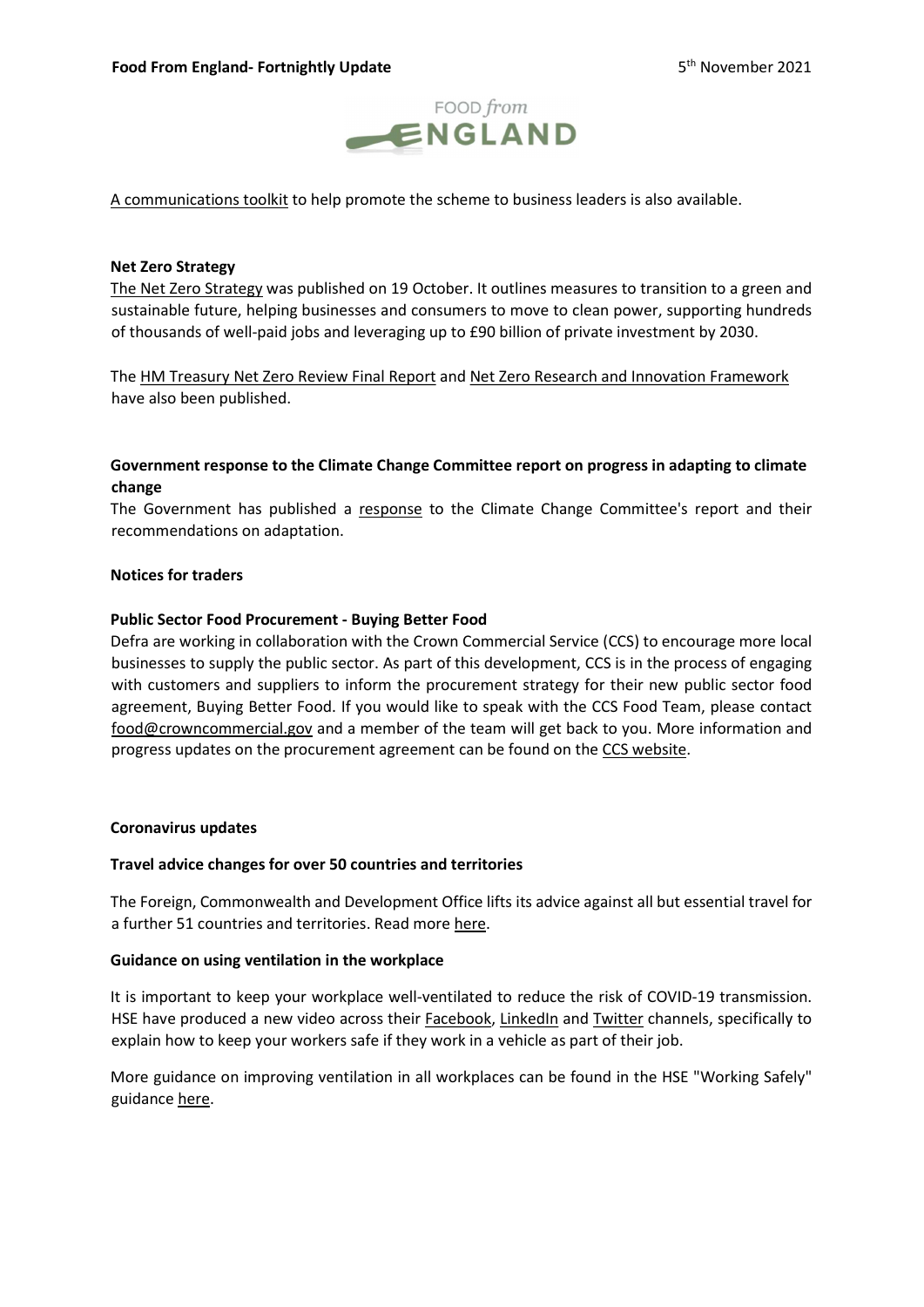A communications toolkit to help promote the scheme to business leaders is also available.

**Net Zero Strategy**

The Net Zero Strategy was published on 19 October. It outlines measures to transition to a green and sustainable future, helping businesses and consumers to move to clean power, supporting hundreds of thousands of well-paid jobs and leveraging up to £90 billion of private investment by 2030.

The HM Treasury Net Zero Review Final Report and Net Zero Research and Innovation Framework have also been published.

**Government response to the Climate Change Committee report on progress in adapting to climate change**

The Government has published a response to the Climate Change Committee's report and their recommendations on adaptation.

**Notices for traders**

**Public Sector Food Procurement - Buying Better Food**

Defra are working in collaboration with the Crown Commercial Service (CCS) to encourage more local businesses to supply the public sector. As part of this development, CCS is in the process of engaging with customers and suppliers to inform the procurement strategy for their new public sector food agreement, Buying Better Food. If you would like to speak with the CCS Food Team, please contact food@crowncommercial.gov and a member of the team will get back to you. More information and progress updates on the procurement agreement can be found on the CCS website.

**Coronavirus updates**

**Travel advice changes for over 50 countries and territories**

The Foreign, Commonwealth and Development Office lifts its advice against all but essential travel for a further 51 countries and territories. Read more here.

**Guidance on using ventilation in the workplace**

It is important to keep your workplace well-ventilated to reduce the risk of COVID-19 transmission. HSE have produced a new video across their Facebook, LinkedIn and Twitter channels, specifically to explain how to keep your workers safe if they work in a vehicle as part of their job.

More guidance on improving ventilation in all workplaces can be found in the HSE "Working Safely" guidance here.